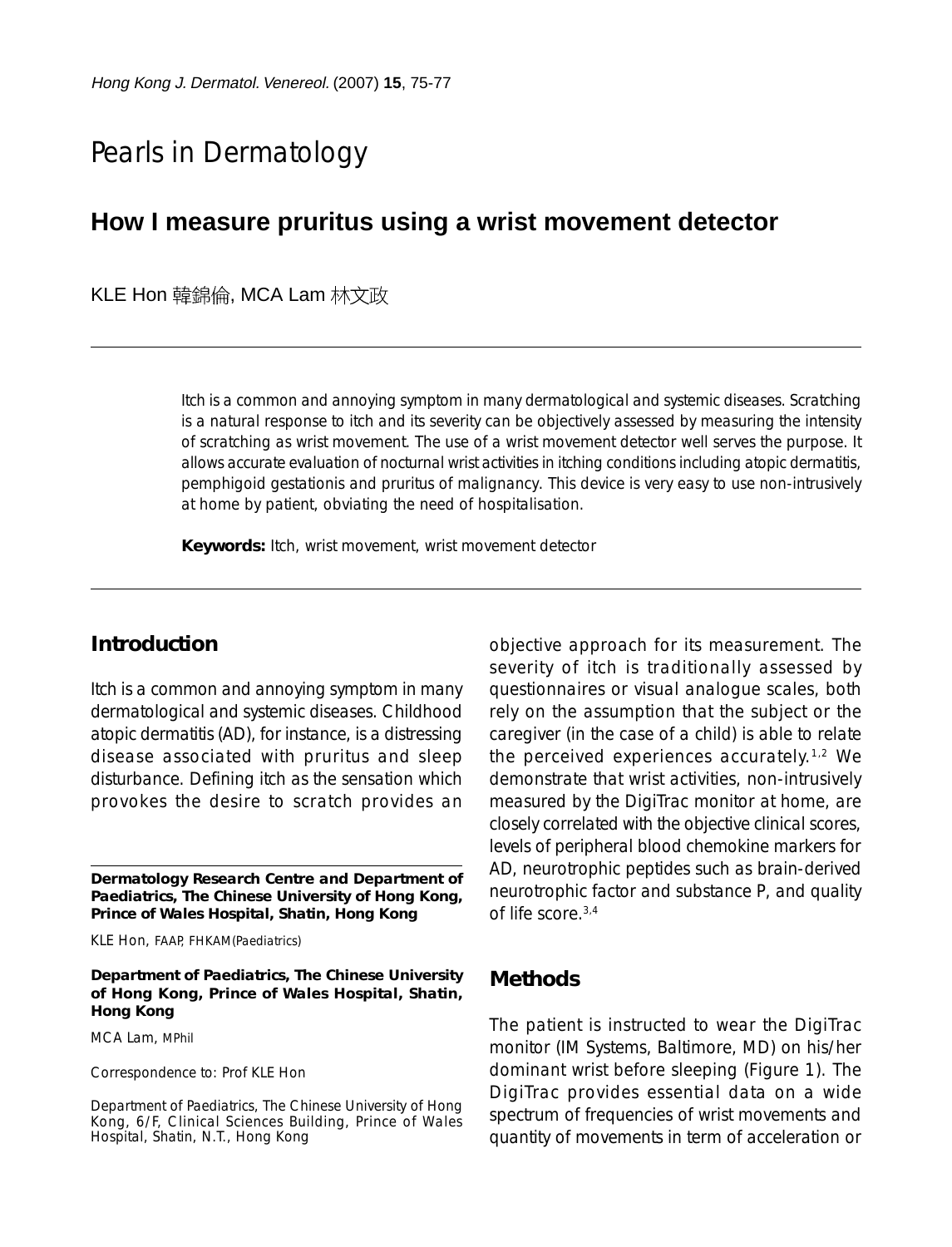# Pearls in Dermatology

## How I measure pruritus using a wrist movement detector

KLE Hon 韓錦倫, MCA Lam 林文政

Itch is a common and annoying symptom in many dermatological and systemic diseases. Scratching is a natural response to itch and its severity can be objectively assessed by measuring the intensity of scratching as wrist movement. The use of a wrist movement detector well serves the purpose. It allows accurate evaluation of nocturnal wrist activities in itching conditions including atopic dermatitis, pemphigoid gestationis and pruritus of malignancy. This device is very easy to use non-intrusively at home by patient, obviating the need of hospitalisation.

**Keywords:** Itch, wrist movement, wrist movement detector

### Introduction

Itch is a common and annoying symptom in many dermatological and systemic diseases. Childhood atopic dermatitis (AD), for instance, is a distressing disease associated with pruritus and sleep disturbance. Defining itch as the sensation which provokes the desire to scratch provides an objective approach for its measurement. The severity of itch is traditionally assessed by questionnaires or visual analogue scales, both rely on the assumption that the subject or the caregiver (in the case of a child) is able to relate the perceived experiences accurately.[1,2] We demonstrate that wrist activities, non-intrusively measured by the DigiTrac monitor at home, are closely correlated with the objective clinical scores, levels of peripheral blood chemokine markers for AD, neurotrophic peptides such as brain-derived neurotrophic factor and substance P, and quality of life score.[3,4]

### Methods

The patient is instructed to wear the DigiTrac monitor (IM Systems, Baltimore, MD) on his/her dominant wrist before sleeping (Figure 1). The DigiTrac provides essential data on a wide spectrum of frequencies of wrist movements and quantity of movements in term of acceleration or

**Dermatology Research Centre and Department of Paediatrics, The Chinese University of Hong Kong, Prince of Wales Hospital, Shatin, Hong Kong**

KLE Hon, FAAP, FHKAM(Paediatrics)

**Department of Paediatrics, The Chinese University of Hong Kong, Prince of Wales Hospital, Shatin, Hong Kong**

MCA Lam, MPhil

Correspondence to: Prof KLE Hon

Department of Paediatrics, The Chinese University of Hong Kong, 6/F, Clinical Sciences Building, Prince of Wales Hospital, Shatin, N.T., Hong Kong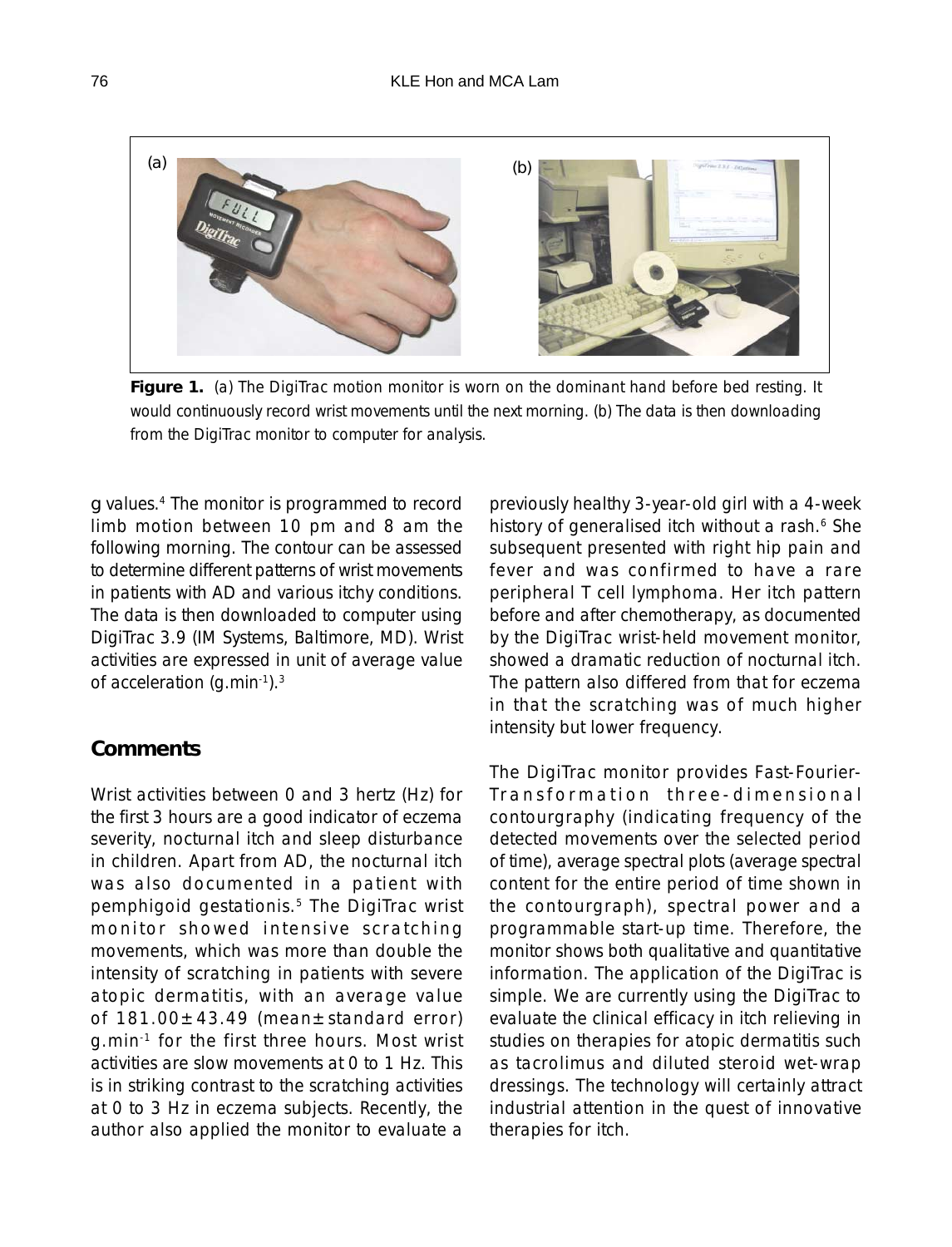**Figure 1.** (a) The DigiTrac motion monitor is worn on the dominant hand before bed resting. It would continuously record wrist movements until the next morning. (b) The data is then downloading from the DigiTrac monitor to computer for analysis.

g values.[4] The monitor is programmed to record limb motion between 10 pm and 8 am the following morning. The contour can be assessed to determine different patterns of wrist movements in patients with AD and various itchy conditions. The data is then downloaded to computer using DigiTrac 3.9 (IM Systems, Baltimore, MD). Wrist activities are expressed in unit of average value of acceleration ($g.min^{-1}$).[3]

## Comments

Wrist activities between 0 and 3 hertz (Hz) for the first 3 hours are a good indicator of eczema severity, nocturnal itch and sleep disturbance in children. Apart from AD, the nocturnal itch was also documented in a patient with pemphigoid gestationis.[5] The DigiTrac wrist monitor showed intensive scratching movements, which was more than double the intensity of scratching in patients with severe atopic dermatitis, with an average value of $181.00 \pm 43.49$ (mean ± standard error) $g.min^{-1}$ for the first three hours. Most wrist activities are slow movements at 0 to 1 Hz. This is in striking contrast to the scratching activities at 0 to 3 Hz in eczema subjects. Recently, the author also applied the monitor to evaluate a previously healthy 3-year-old girl with a 4-week history of generalised itch without a rash.[6] She subsequent presented with right hip pain and fever and was confirmed to have a rare peripheral T cell lymphoma. Her itch pattern before and after chemotherapy, as documented by the DigiTrac wrist-held movement monitor, showed a dramatic reduction of nocturnal itch. The pattern also differed from that for eczema in that the scratching was of much higher intensity but lower frequency.

The DigiTrac monitor provides Fast-Fourier-Transformation three-dimensional contourgraphy (indicating frequency of the detected movements over the selected period of time), average spectral plots (average spectral content for the entire period of time shown in the contourgraph), spectral power and a programmable start-up time. Therefore, the monitor shows both qualitative and quantitative information. The application of the DigiTrac is simple. We are currently using the DigiTrac to evaluate the clinical efficacy in itch relieving in studies on therapies for atopic dermatitis such as tacrolimus and diluted steroid wet-wrap dressings. The technology will certainly attract industrial attention in the quest of innovative therapies for itch.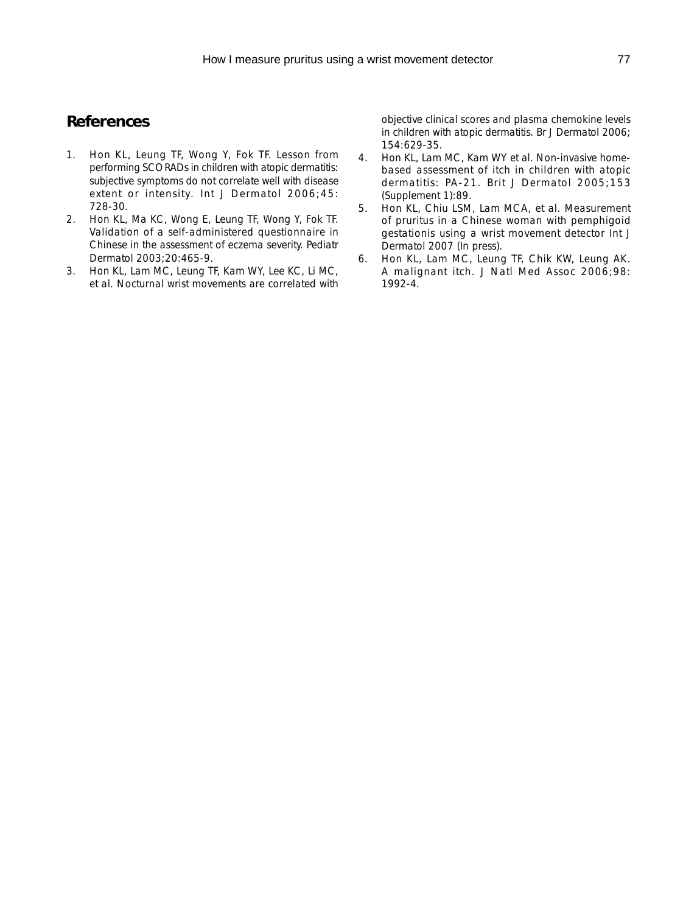## References

1. Hon KL, Leung TF, Wong Y, Fok TF. Lesson from performing SCORADs in children with atopic dermatitis: subjective symptoms do not correlate well with disease extent or intensity. Int J Dermatol 2006;45: 728-30.
2. Hon KL, Ma KC, Wong E, Leung TF, Wong Y, Fok TF. Validation of a self-administered questionnaire in Chinese in the assessment of eczema severity. Pediatr Dermatol 2003;20:465-9.
3. Hon KL, Lam MC, Leung TF, Kam WY, Lee KC, Li MC, et al. Nocturnal wrist movements are correlated with objective clinical scores and plasma chemokine levels in children with atopic dermatitis. Br J Dermatol 2006; 154:629-35.
4. Hon KL, Lam MC, Kam WY et al. Non-invasive home-based assessment of itch in children with atopic dermatitis: PA-21. Brit J Dermatol 2005;153 (Supplement 1):89.
5. Hon KL, Chiu LSM, Lam MCA, et al. Measurement of pruritus in a Chinese woman with pemphigoid gestationis using a wrist movement detector Int J Dermatol 2007 (In press).
6. Hon KL, Lam MC, Leung TF, Chik KW, Leung AK. A malignant itch. J Natl Med Assoc 2006;98: 1992-4.